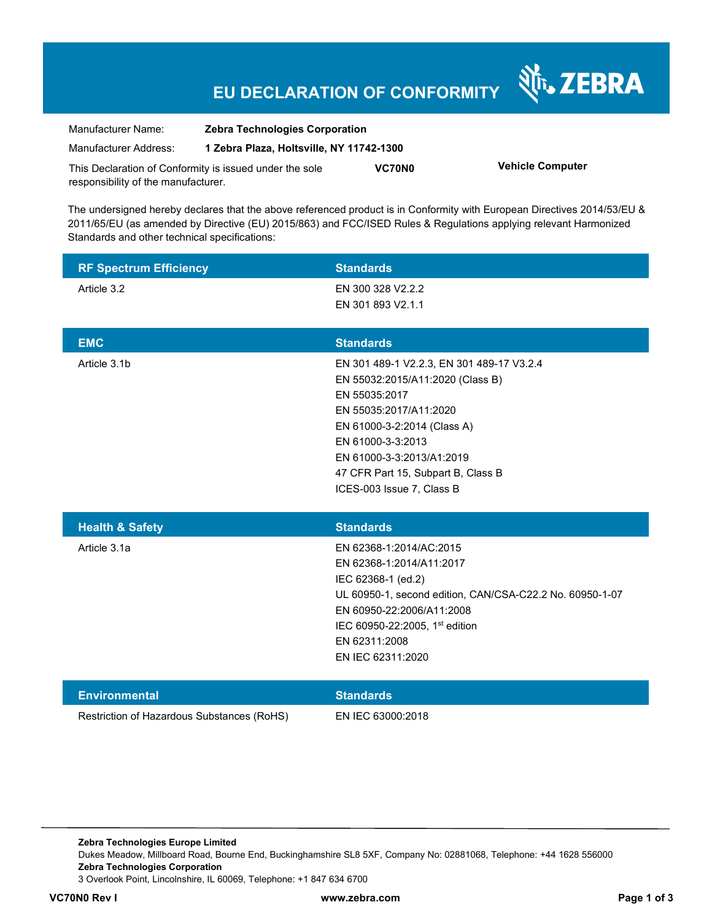# EU DECLARATION OF CONFORMITY

ZEBRA

| | |
|---|---|
| Manufacturer Name: | **Zebra Technologies Corporation** |
| Manufacturer Address: | **1 Zebra Plaza, Holtsville, NY 11742-1300** |

This Declaration of Conformity is issued under the sole responsibility of the manufacturer. **VC70N0** **Vehicle Computer**

The undersigned hereby declares that the above referenced product is in Conformity with European Directives 2014/53/EU & 2011/65/EU (as amended by Directive (EU) 2015/863) and FCC/ISED Rules & Regulations applying relevant Harmonized Standards and other technical specifications:

| RF Spectrum Efficiency | Standards |
|---|---|
| Article 3.2 | EN 300 328 V2.2.2<br>EN 301 893 V2.1.1 |

| EMC | Standards |
|---|---|
| Article 3.1b | EN 301 489-1 V2.2.3, EN 301 489-17 V3.2.4<br>EN 55032:2015/A11:2020 (Class B)<br>EN 55035:2017<br>EN 55035:2017/A11:2020<br>EN 61000-3-2:2014 (Class A)<br>EN 61000-3-3:2013<br>EN 61000-3-3:2013/A1:2019<br>47 CFR Part 15, Subpart B, Class B<br>ICES-003 Issue 7, Class B |

| Health & Safety | Standards |
|---|---|
| Article 3.1a | EN 62368-1:2014/AC:2015<br>EN 62368-1:2014/A11:2017<br>IEC 62368-1 (ed.2)<br>UL 60950-1, second edition, CAN/CSA-C22.2 No. 60950-1-07<br>EN 60950-22:2006/A11:2008<br>IEC 60950-22:2005, 1st edition<br>EN 62311:2008<br>EN IEC 62311:2020 |

| Environmental | Standards |
|---|---|
| Restriction of Hazardous Substances (RoHS) | EN IEC 63000:2018 |

**Zebra Technologies Europe Limited**
Dukes Meadow, Millboard Road, Bourne End, Buckinghamshire SL8 5XF, Company No: 02881068, Telephone: +44 1628 556000
**Zebra Technologies Corporation**
3 Overlook Point, Lincolnshire, IL 60069, Telephone: +1 847 634 6700

**VC70N0 Rev I** **www.zebra.com**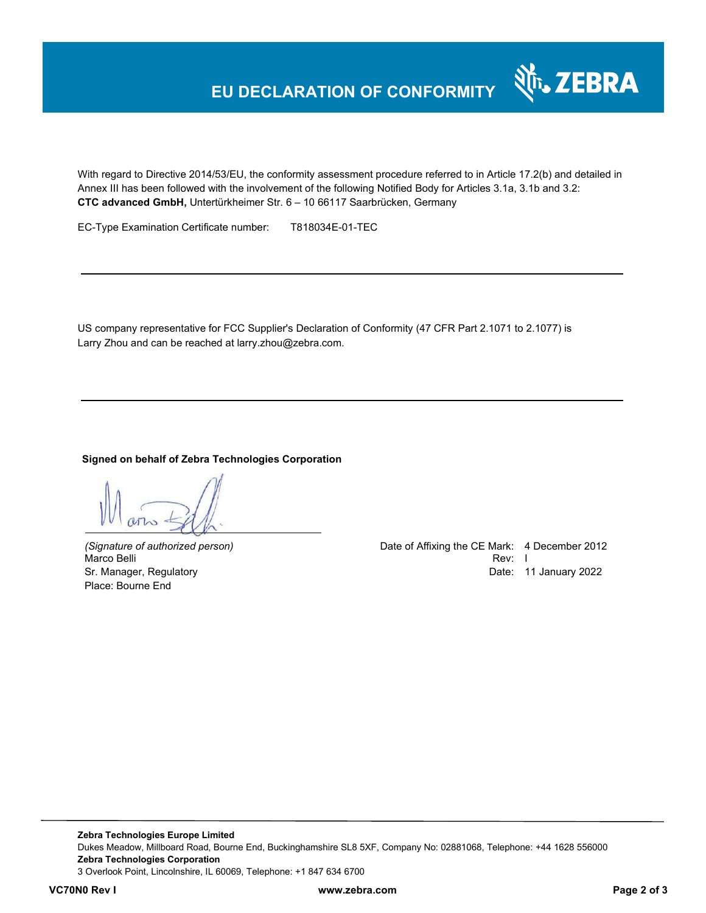# EU DECLARATION OF CONFORMITY

With regard to Directive 2014/53/EU, the conformity assessment procedure referred to in Article 17.2(b) and detailed in Annex III has been followed with the involvement of the following Notified Body for Articles 3.1a, 3.1b and 3.2:
**CTC advanced GmbH,** Untertürkheimer Str. 6 – 10 66117 Saarbrücken, Germany

EC-Type Examination Certificate number: T818034E-01-TEC

---

US company representative for FCC Supplier's Declaration of Conformity (47 CFR Part 2.1071 to 2.1077) is Larry Zhou and can be reached at larry.zhou@zebra.com.

---

**Signed on behalf of Zebra Technologies Corporation**

*(Signature of authorized person)*
Marco Belli
Sr. Manager, Regulatory
Place: Bourne End

Date of Affixing the CE Mark: 4 December 2012
Rev: I
Date: 11 January 2022

**Zebra Technologies Europe Limited**
Dukes Meadow, Millboard Road, Bourne End, Buckinghamshire SL8 5XF, Company No: 02881068, Telephone: +44 1628 556000
**Zebra Technologies Corporation**
3 Overlook Point, Lincolnshire, IL 60069, Telephone: +1 847 634 6700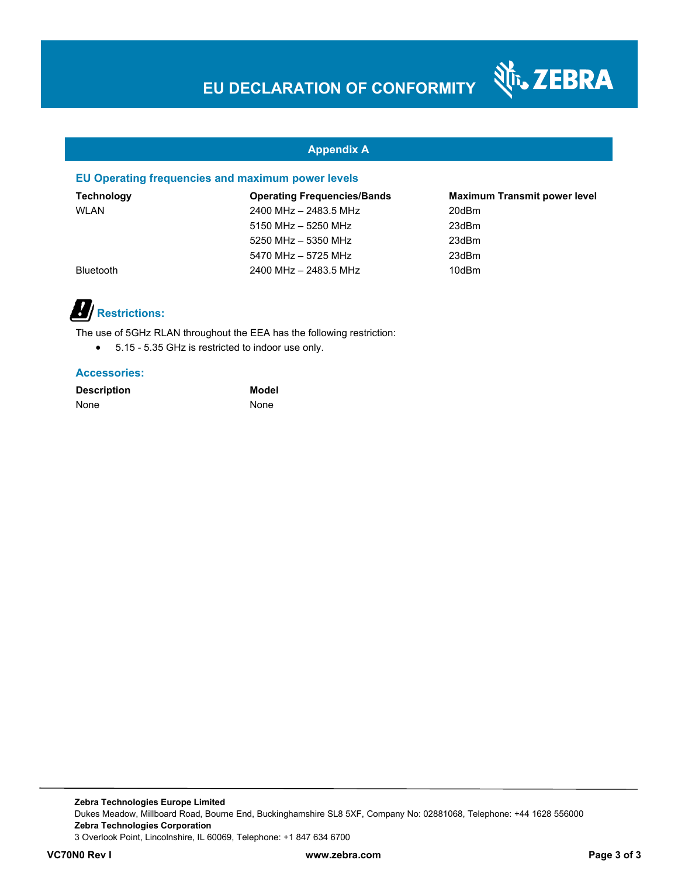# EU DECLARATION OF CONFORMITY

## Appendix A

### EU Operating frequencies and maximum power levels

| Technology | Operating Frequencies/Bands | Maximum Transmit power level |
|---|---|---|
| WLAN | 2400 MHz – 2483.5 MHz | 20dBm |
| | 5150 MHz – 5250 MHz | 23dBm |
| | 5250 MHz – 5350 MHz | 23dBm |
| | 5470 MHz – 5725 MHz | 23dBm |
| Bluetooth | 2400 MHz – 2483.5 MHz | 10dBm |

### Restrictions:

The use of 5GHz RLAN throughout the EEA has the following restriction:

- 5.15 - 5.35 GHz is restricted to indoor use only.

### Accessories:

| Description | Model |
|---|---|
| None | None |

**Zebra Technologies Europe Limited**
Dukes Meadow, Millboard Road, Bourne End, Buckinghamshire SL8 5XF, Company No: 02881068, Telephone: +44 1628 556000
**Zebra Technologies Corporation**
3 Overlook Point, Lincolnshire, IL 60069, Telephone: +1 847 634 6700

**VC70N0 Rev I** **www.zebra.com**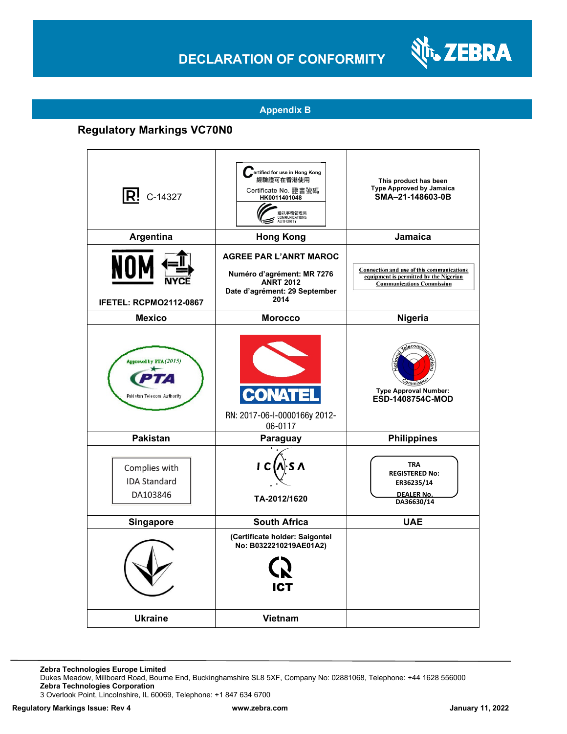## Appendix B

### Regulatory Markings VC70N0

| | | |
|---|---|---|
| C-14327 | Certified for use in Hong Kong 經驗證可在香港使用 Certificate No. 證書號碼 HK0011401048 通訊事務管理局 COMMUNICATIONS AUTHORITY | This product has been Type Approved by Jamaica **SMA–21-148603-0B** |
| **Argentina** | **Hong Kong** | **Jamaica** |
| NOM NYCE **IFETEL: RCPMO2112-0867** | **AGREE PAR L'ANRT MAROC** **Numéro d'agrément: MR 7276 ANRT 2012** **Date d'agrément: 29 September 2014** | Connection and use of this communications equipment is permitted by the Nigerian Communications Commission |
| **Mexico** | **Morocco** | **Nigeria** |
| Approved by PTA (2015) PTA Pakistan Telecom Authority | CONATEL RN: 2017-06-I-0000166y 2012-06-0117 | National Telecommunications Commission Type Approval Number: **ESD-1408754C-MOD** |
| **Pakistan** | **Paraguay** | **Philippines** |
| Complies with IDA Standard DA103846 | ICASA TA-2012/1620 | TRA REGISTERED No: ER36235/14 DEALER No. DA36630/14 |
| **Singapore** | **South Africa** | **UAE** |
| | (Certificate holder: Saigontel No: B0322210219AE01A2) ICT | |
| **Ukraine** | **Vietnam** | |

**Zebra Technologies Europe Limited**
Dukes Meadow, Millboard Road, Bourne End, Buckinghamshire SL8 5XF, Company No: 02881068, Telephone: +44 1628 556000
**Zebra Technologies Corporation**
3 Overlook Point, Lincolnshire, IL 60069, Telephone: +1 847 634 6700

**Regulatory Markings Issue: Rev 4** **www.zebra.com** **January 11, 2022**